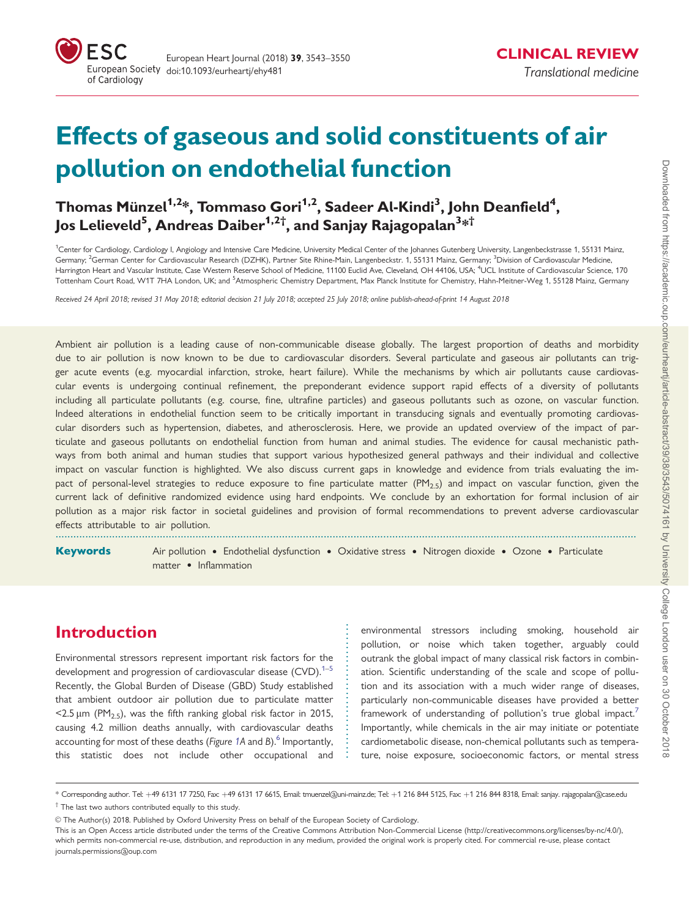CLINICAL REVIEW

*Translational medicine*

# Effects of gaseous and solid constituents of air pollution on endothelial function

**Thomas Münzel[1,2]*, Tommaso Gori[1,2], Sadeer Al-Kindi[3], John Deanfield[4], Jos Lelieveld[5], Andreas Daiber[1,2]†, and Sanjay Rajagopalan[3]*†**

[1]Center for Cardiology, Cardiology I, Angiology and Intensive Care Medicine, University Medical Center of the Johannes Gutenberg University, Langenbeckstrasse 1, 55131 Mainz, Germany; [2]German Center for Cardiovascular Research (DZHK), Partner Site Rhine-Main, Langenbeckstr. 1, 55131 Mainz, Germany; [3]Division of Cardiovascular Medicine, Harrington Heart and Vascular Institute, Case Western Reserve School of Medicine, 11100 Euclid Ave, Cleveland, OH 44106, USA; [4]UCL Institute of Cardiovascular Science, 170 Tottenham Court Road, W1T 7HA London, UK; and [5]Atmospheric Chemistry Department, Max Planck Institute for Chemistry, Hahn-Meitner-Weg 1, 55128 Mainz, Germany

*Received 24 April 2018; revised 31 May 2018; editorial decision 21 July 2018; accepted 25 July 2018; online publish-ahead-of-print 14 August 2018*

Ambient air pollution is a leading cause of non-communicable disease globally. The largest proportion of deaths and morbidity due to air pollution is now known to be due to cardiovascular disorders. Several particulate and gaseous air pollutants can trigger acute events (e.g. myocardial infarction, stroke, heart failure). While the mechanisms by which air pollutants cause cardiovascular events is undergoing continual refinement, the preponderant evidence support rapid effects of a diversity of pollutants including all particulate pollutants (e.g. course, fine, ultrafine particles) and gaseous pollutants such as ozone, on vascular function. Indeed alterations in endothelial function seem to be critically important in transducing signals and eventually promoting cardiovascular disorders such as hypertension, diabetes, and atherosclerosis. Here, we provide an updated overview of the impact of particulate and gaseous pollutants on endothelial function from human and animal studies. The evidence for causal mechanistic pathways from both animal and human studies that support various hypothesized general pathways and their individual and collective impact on vascular function is highlighted. We also discuss current gaps in knowledge and evidence from trials evaluating the impact of personal-level strategies to reduce exposure to fine particulate matter ($PM_{2.5}$) and impact on vascular function, given the current lack of definitive randomized evidence using hard endpoints. We conclude by an exhortation for formal inclusion of air pollution as a major risk factor in societal guidelines and provision of formal recommendations to prevent adverse cardiovascular effects attributable to air pollution.

**Keywords** Air pollution • Endothelial dysfunction • Oxidative stress • Nitrogen dioxide • Ozone • Particulate matter • Inflammation

## Introduction

Environmental stressors represent important risk factors for the development and progression of cardiovascular disease (CVD).[1–5] Recently, the Global Burden of Disease (GBD) Study established that ambient outdoor air pollution due to particulate matter <2.5 µm ($PM_{2.5}$), was the fifth ranking global risk factor in 2015, causing 4.2 million deaths annually, with cardiovascular deaths accounting for most of these deaths (*Figure 1A* and *B*).[6] Importantly, this statistic does not include other occupational and environmental stressors including smoking, household air pollution, or noise which taken together, arguably could outrank the global impact of many classical risk factors in combination. Scientific understanding of the scale and scope of pollution and its association with a much wider range of diseases, particularly non-communicable diseases have provided a better framework of understanding of pollution's true global impact.[7] Importantly, while chemicals in the air may initiate or potentiate cardiometabolic disease, non-chemical pollutants such as temperature, noise exposure, socioeconomic factors, or mental stress

* Corresponding author. Tel: +49 6131 17 7250, Fax: +49 6131 17 6615, Email: tmuenzel@uni-mainz.de; Tel: +1 216 844 5125, Fax: +1 216 844 8318, Email: sanjay. rajagopalan@case.edu

† The last two authors contributed equally to this study.

© The Author(s) 2018. Published by Oxford University Press on behalf of the European Society of Cardiology.

This is an Open Access article distributed under the terms of the Creative Commons Attribution Non-Commercial License (http://creativecommons.org/licenses/by-nc/4.0/), which permits non-commercial re-use, distribution, and reproduction in any medium, provided the original work is properly cited. For commercial re-use, please contact journals.permissions@oup.com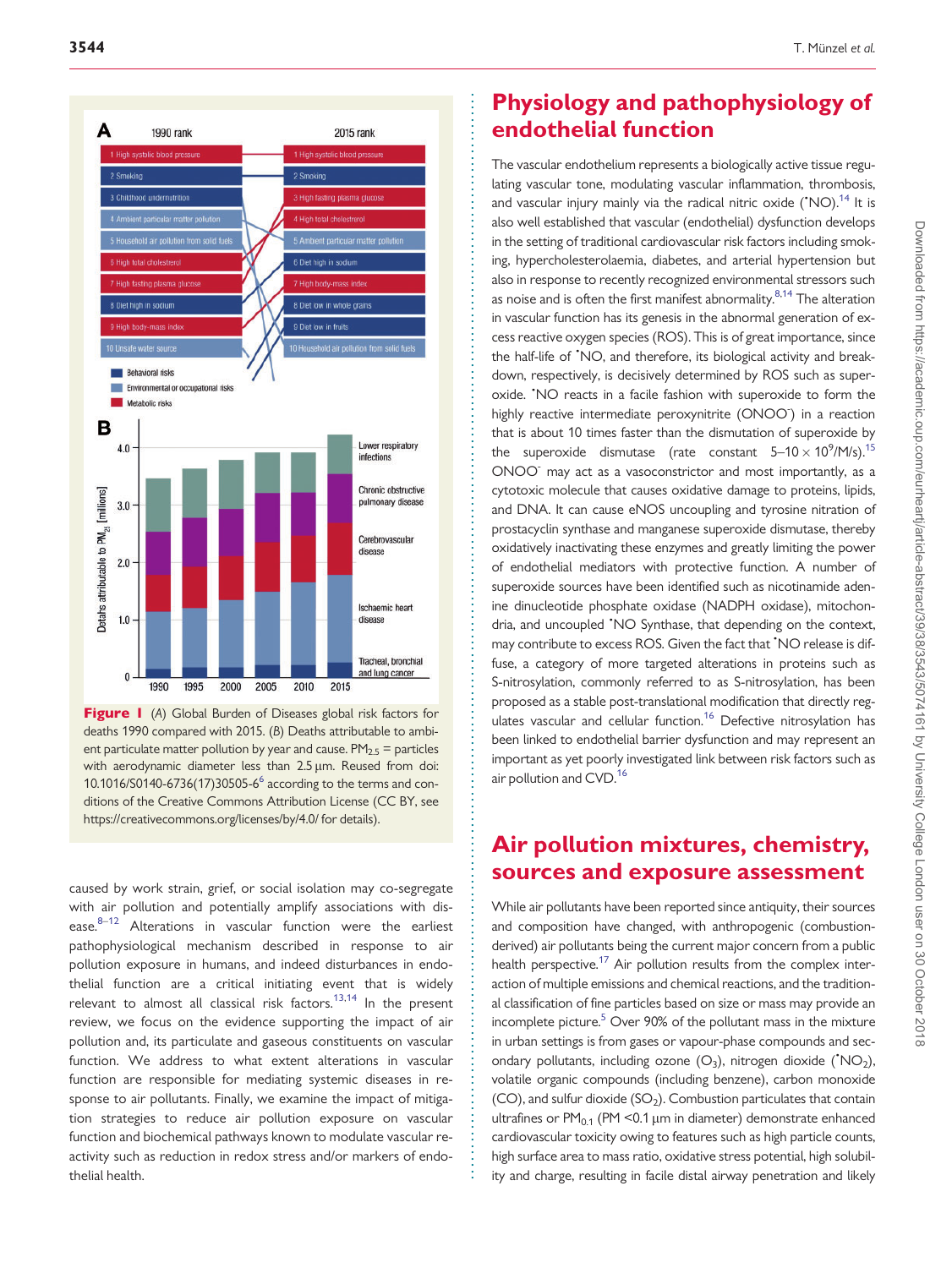A

1990 rank

1 High systolic blood pressure
2 Smoking
3 Childhood undernutrition
4 Ambient particular matter pollution
5 Household air pollution from solid fuels
6 High total cholesterol
7 High fasting plasma glucose
8 Diet high in sodium
9 High body-mass index
10 Unsafe water source

2015 rank

1 High systolic blood pressure
2 Smoking
3 High fasting plasma glucose
4 High total cholesterol
5 Ambient particular matter pollution
6 Diet high in sodium
7 High body-mass index
8 Diet low in whole grains
9 Diet low in fruits
10 Household air pollution from solid fuels

Behavioral risks
Environmental or occupational risks
Metabolic risks

B

Deaths attributable to $PM_{25}$ [millions]

4.0
3.0
2.0
1.0
0

1990 1995 2000 2005 2010 2015

Lower respiratory infections
Chronic obstructive pulmonary disease
Cerebrovascular disease
Ischaemic heart disease
Tracheal, bronchial and lung cancer

**Figure 1** (*A*) Global Burden of Diseases global risk factors for deaths 1990 compared with 2015. (*B*) Deaths attributable to ambient particulate matter pollution by year and cause. $PM_{2.5}$ = particles with aerodynamic diameter less than 2.5 µm. Reused from doi: 10.1016/S0140-6736(17)30505-6[6] according to the terms and conditions of the Creative Commons Attribution License (CC BY, see https://creativecommons.org/licenses/by/4.0/ for details).

caused by work strain, grief, or social isolation may co-segregate with air pollution and potentially amplify associations with disease.[8–12] Alterations in vascular function were the earliest pathophysiological mechanism described in response to air pollution exposure in humans, and indeed disturbances in endothelial function are a critical initiating event that is widely relevant to almost all classical risk factors.[13,14] In the present review, we focus on the evidence supporting the impact of air pollution and, its particulate and gaseous constituents on vascular function. We address to what extent alterations in vascular function are responsible for mediating systemic diseases in response to air pollutants. Finally, we examine the impact of mitigation strategies to reduce air pollution exposure on vascular function and biochemical pathways known to modulate vascular reactivity such as reduction in redox stress and/or markers of endothelial health.

# Physiology and pathophysiology of endothelial function

The vascular endothelium represents a biologically active tissue regulating vascular tone, modulating vascular inflammation, thrombosis, and vascular injury mainly via the radical nitric oxide (•NO).[14] It is also well established that vascular (endothelial) dysfunction develops in the setting of traditional cardiovascular risk factors including smoking, hypercholesterolaemia, diabetes, and arterial hypertension but also in response to recently recognized environmental stressors such as noise and is often the first manifest abnormality.[8,14] The alteration in vascular function has its genesis in the abnormal generation of excess reactive oxygen species (ROS). This is of great importance, since the half-life of •NO, and therefore, its biological activity and breakdown, respectively, is decisively determined by ROS such as superoxide. •NO reacts in a facile fashion with superoxide to form the highly reactive intermediate peroxynitrite ($ONOO^-$) in a reaction that is about 10 times faster than the dismutation of superoxide by the superoxide dismutase (rate constant $5–10 \times 10^9$/M/s).[15] $ONOO^-$ may act as a vasoconstrictor and most importantly, as a cytotoxic molecule that causes oxidative damage to proteins, lipids, and DNA. It can cause eNOS uncoupling and tyrosine nitration of prostacyclin synthase and manganese superoxide dismutase, thereby oxidatively inactivating these enzymes and greatly limiting the power of endothelial mediators with protective function. A number of superoxide sources have been identified such as nicotinamide adenine dinucleotide phosphate oxidase (NADPH oxidase), mitochondria, and uncoupled •NO Synthase, that depending on the context, may contribute to excess ROS. Given the fact that •NO release is diffuse, a category of more targeted alterations in proteins such as S-nitrosylation, commonly referred to as S-nitrosylation, has been proposed as a stable post-translational modification that directly regulates vascular and cellular function.[16] Defective nitrosylation has been linked to endothelial barrier dysfunction and may represent an important as yet poorly investigated link between risk factors such as air pollution and CVD.[16]

# Air pollution mixtures, chemistry, sources and exposure assessment

While air pollutants have been reported since antiquity, their sources and composition have changed, with anthropogenic (combustion-derived) air pollutants being the current major concern from a public health perspective.[17] Air pollution results from the complex interaction of multiple emissions and chemical reactions, and the traditional classification of fine particles based on size or mass may provide an incomplete picture.[5] Over 90% of the pollutant mass in the mixture in urban settings is from gases or vapour-phase compounds and secondary pollutants, including ozone ($O_3$), nitrogen dioxide (•$NO_2$), volatile organic compounds (including benzene), carbon monoxide (CO), and sulfur dioxide ($SO_2$). Combustion particulates that contain ultrafines or $PM_{0.1}$ (PM <0.1 µm in diameter) demonstrate enhanced cardiovascular toxicity owing to features such as high particle counts, high surface area to mass ratio, oxidative stress potential, high solubility and charge, resulting in facile distal airway penetration and likely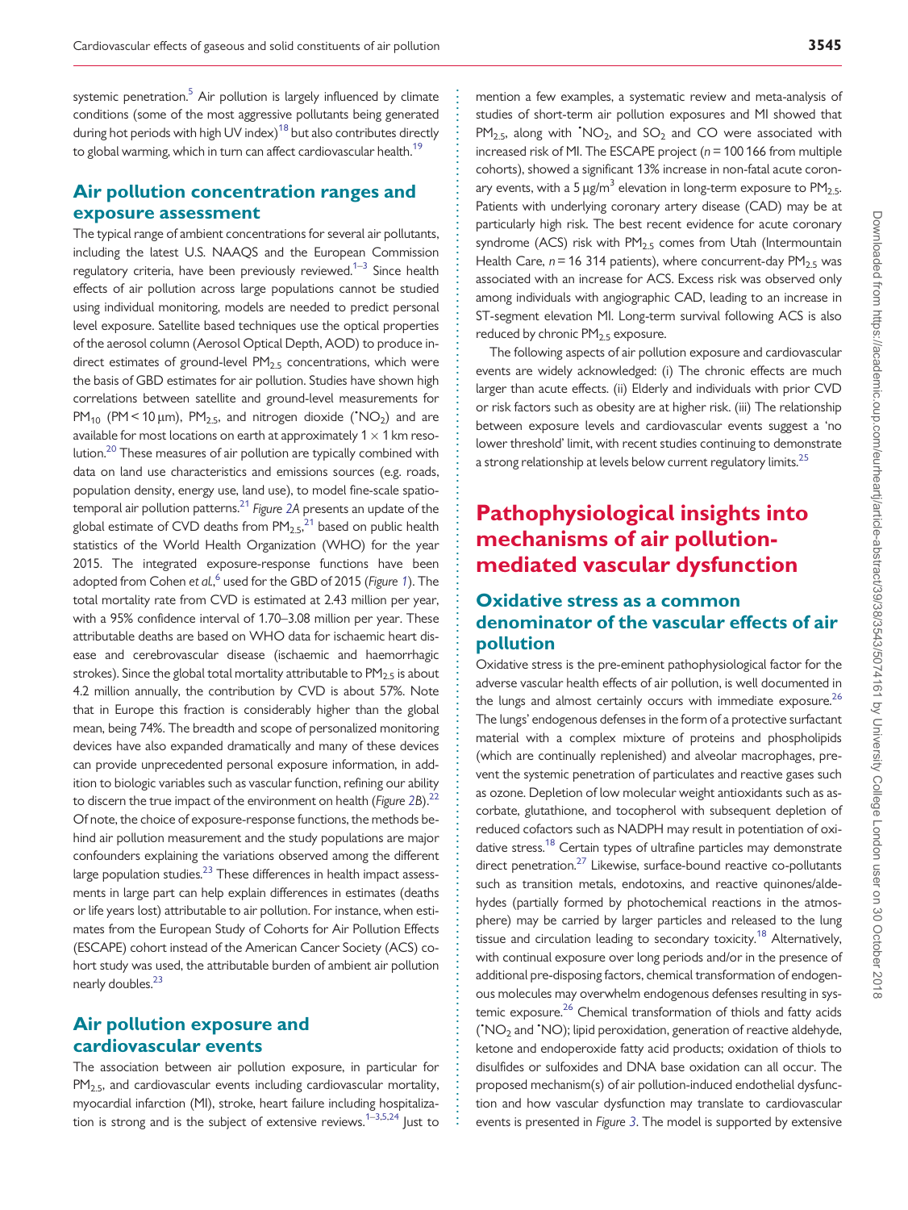systemic penetration.[5] Air pollution is largely influenced by climate conditions (some of the most aggressive pollutants being generated during hot periods with high UV index)[18] but also contributes directly to global warming, which in turn can affect cardiovascular health.[19]

## Air pollution concentration ranges and exposure assessment

The typical range of ambient concentrations for several air pollutants, including the latest U.S. NAAQS and the European Commission regulatory criteria, have been previously reviewed.[1–3] Since health effects of air pollution across large populations cannot be studied using individual monitoring, models are needed to predict personal level exposure. Satellite based techniques use the optical properties of the aerosol column (Aerosol Optical Depth, AOD) to produce indirect estimates of ground-level $PM_{2.5}$ concentrations, which were the basis of GBD estimates for air pollution. Studies have shown high correlations between satellite and ground-level measurements for $PM_{10}$ (PM < 10 μm), $PM_{2.5}$, and nitrogen dioxide ($^{\bullet}NO_2$) and are available for most locations on earth at approximately $1 \times 1$ km resolution.[20] These measures of air pollution are typically combined with data on land use characteristics and emissions sources (e.g. roads, population density, energy use, land use), to model fine-scale spatio-temporal air pollution patterns.[21] *Figure 2A* presents an update of the global estimate of CVD deaths from $PM_{2.5}$,[21] based on public health statistics of the World Health Organization (WHO) for the year 2015. The integrated exposure-response functions have been adopted from Cohen *et al.*,[6] used for the GBD of 2015 (*Figure 1*). The total mortality rate from CVD is estimated at 2.43 million per year, with a 95% confidence interval of 1.70–3.08 million per year. These attributable deaths are based on WHO data for ischaemic heart disease and cerebrovascular disease (ischaemic and haemorrhagic strokes). Since the global total mortality attributable to $PM_{2.5}$ is about 4.2 million annually, the contribution by CVD is about 57%. Note that in Europe this fraction is considerably higher than the global mean, being 74%. The breadth and scope of personalized monitoring devices have also expanded dramatically and many of these devices can provide unprecedented personal exposure information, in addition to biologic variables such as vascular function, refining our ability to discern the true impact of the environment on health (*Figure 2B*).[22] Of note, the choice of exposure-response functions, the methods behind air pollution measurement and the study populations are major confounders explaining the variations observed among the different large population studies.[23] These differences in health impact assessments in large part can help explain differences in estimates (deaths or life years lost) attributable to air pollution. For instance, when estimates from the European Study of Cohorts for Air Pollution Effects (ESCAPE) cohort instead of the American Cancer Society (ACS) cohort study was used, the attributable burden of ambient air pollution nearly doubles.[23]

## Air pollution exposure and cardiovascular events

The association between air pollution exposure, in particular for $PM_{2.5}$, and cardiovascular events including cardiovascular mortality, myocardial infarction (MI), stroke, heart failure including hospitalization is strong and is the subject of extensive reviews.[1–3,5,24] Just to mention a few examples, a systematic review and meta-analysis of studies of short-term air pollution exposures and MI showed that $PM_{2.5}$, along with $^{\bullet}NO_2$, and $SO_2$ and CO were associated with increased risk of MI. The ESCAPE project ($n$ = 100 166 from multiple cohorts), showed a significant 13% increase in non-fatal acute coronary events, with a 5 μg/m$^3$ elevation in long-term exposure to $PM_{2.5}$. Patients with underlying coronary artery disease (CAD) may be at particularly high risk. The best recent evidence for acute coronary syndrome (ACS) risk with $PM_{2.5}$ comes from Utah (Intermountain Health Care, $n$ = 16 314 patients), where concurrent-day $PM_{2.5}$ was associated with an increase for ACS. Excess risk was observed only among individuals with angiographic CAD, leading to an increase in ST-segment elevation MI. Long-term survival following ACS is also reduced by chronic $PM_{2.5}$ exposure.

The following aspects of air pollution exposure and cardiovascular events are widely acknowledged: (i) The chronic effects are much larger than acute effects. (ii) Elderly and individuals with prior CVD or risk factors such as obesity are at higher risk. (iii) The relationship between exposure levels and cardiovascular events suggest a 'no lower threshold' limit, with recent studies continuing to demonstrate a strong relationship at levels below current regulatory limits.[25]

# Pathophysiological insights into mechanisms of air pollution-mediated vascular dysfunction

## Oxidative stress as a common denominator of the vascular effects of air pollution

Oxidative stress is the pre-eminent pathophysiological factor for the adverse vascular health effects of air pollution, is well documented in the lungs and almost certainly occurs with immediate exposure.[26] The lungs' endogenous defenses in the form of a protective surfactant material with a complex mixture of proteins and phospholipids (which are continually replenished) and alveolar macrophages, prevent the systemic penetration of particulates and reactive gases such as ozone. Depletion of low molecular weight antioxidants such as ascorbate, glutathione, and tocopherol with subsequent depletion of reduced cofactors such as NADPH may result in potentiation of oxidative stress.[18] Certain types of ultrafine particles may demonstrate direct penetration.[27] Likewise, surface-bound reactive co-pollutants such as transition metals, endotoxins, and reactive quinones/aldehydes (partially formed by photochemical reactions in the atmosphere) may be carried by larger particles and released to the lung tissue and circulation leading to secondary toxicity.[18] Alternatively, with continual exposure over long periods and/or in the presence of additional pre-disposing factors, chemical transformation of endogenous molecules may overwhelm endogenous defenses resulting in systemic exposure.[26] Chemical transformation of thiols and fatty acids ($^{\bullet}NO_2$ and $^{\bullet}NO$); lipid peroxidation, generation of reactive aldehyde, ketone and endoperoxide fatty acid products; oxidation of thiols to disulfides or sulfoxides and DNA base oxidation can all occur. The proposed mechanism(s) of air pollution-induced endothelial dysfunction and how vascular dysfunction may translate to cardiovascular events is presented in *Figure 3*. The model is supported by extensive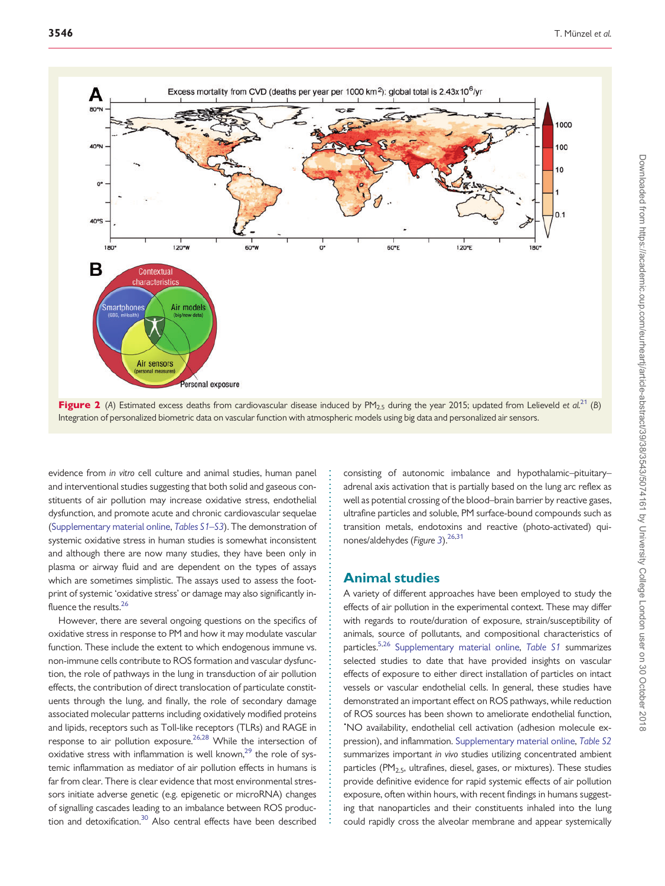**Figure 2** (A) Estimated excess deaths from cardiovascular disease induced by $PM_{2.5}$ during the year 2015; updated from Lelieveld *et al.*[21] (B) Integration of personalized biometric data on vascular function with atmospheric models using big data and personalized air sensors.

evidence from *in vitro* cell culture and animal studies, human panel and interventional studies suggesting that both solid and gaseous constituents of air pollution may increase oxidative stress, endothelial dysfunction, and promote acute and chronic cardiovascular sequelae (Supplementary material online, *Tables S1–S3*). The demonstration of systemic oxidative stress in human studies is somewhat inconsistent and although there are now many studies, they have been only in plasma or airway fluid and are dependent on the types of assays which are sometimes simplistic. The assays used to assess the footprint of systemic 'oxidative stress' or damage may also significantly influence the results.[26]

However, there are several ongoing questions on the specifics of oxidative stress in response to PM and how it may modulate vascular function. These include the extent to which endogenous immune vs. non-immune cells contribute to ROS formation and vascular dysfunction, the role of pathways in the lung in transduction of air pollution effects, the contribution of direct translocation of particulate constituents through the lung, and finally, the role of secondary damage associated molecular patterns including oxidatively modified proteins and lipids, receptors such as Toll-like receptors (TLRs) and RAGE in response to air pollution exposure.[26,28] While the intersection of oxidative stress with inflammation is well known,[29] the role of systemic inflammation as mediator of air pollution effects in humans is far from clear. There is clear evidence that most environmental stressors initiate adverse genetic (e.g. epigenetic or microRNA) changes of signalling cascades leading to an imbalance between ROS production and detoxification.[30] Also central effects have been described consisting of autonomic imbalance and hypothalamic–pituitary–adrenal axis activation that is partially based on the lung arc reflex as well as potential crossing of the blood–brain barrier by reactive gases, ultrafine particles and soluble, PM surface-bound compounds such as transition metals, endotoxins and reactive (photo-activated) quinones/aldehydes (*Figure 3*).[26,31]

## Animal studies

A variety of different approaches have been employed to study the effects of air pollution in the experimental context. These may differ with regards to route/duration of exposure, strain/susceptibility of animals, source of pollutants, and compositional characteristics of particles.[5,26] Supplementary material online, *Table S1* summarizes selected studies to date that have provided insights on vascular effects of exposure to either direct installation of particles on intact vessels or vascular endothelial cells. In general, these studies have demonstrated an important effect on ROS pathways, while reduction of ROS sources has been shown to ameliorate endothelial function, •NO availability, endothelial cell activation (adhesion molecule expression), and inflammation. Supplementary material online, *Table S2* summarizes important *in vivo* studies utilizing concentrated ambient particles ($PM_{2.5}$, ultrafines, diesel, gases, or mixtures). These studies provide definitive evidence for rapid systemic effects of air pollution exposure, often within hours, with recent findings in humans suggesting that nanoparticles and their constituents inhaled into the lung could rapidly cross the alveolar membrane and appear systemically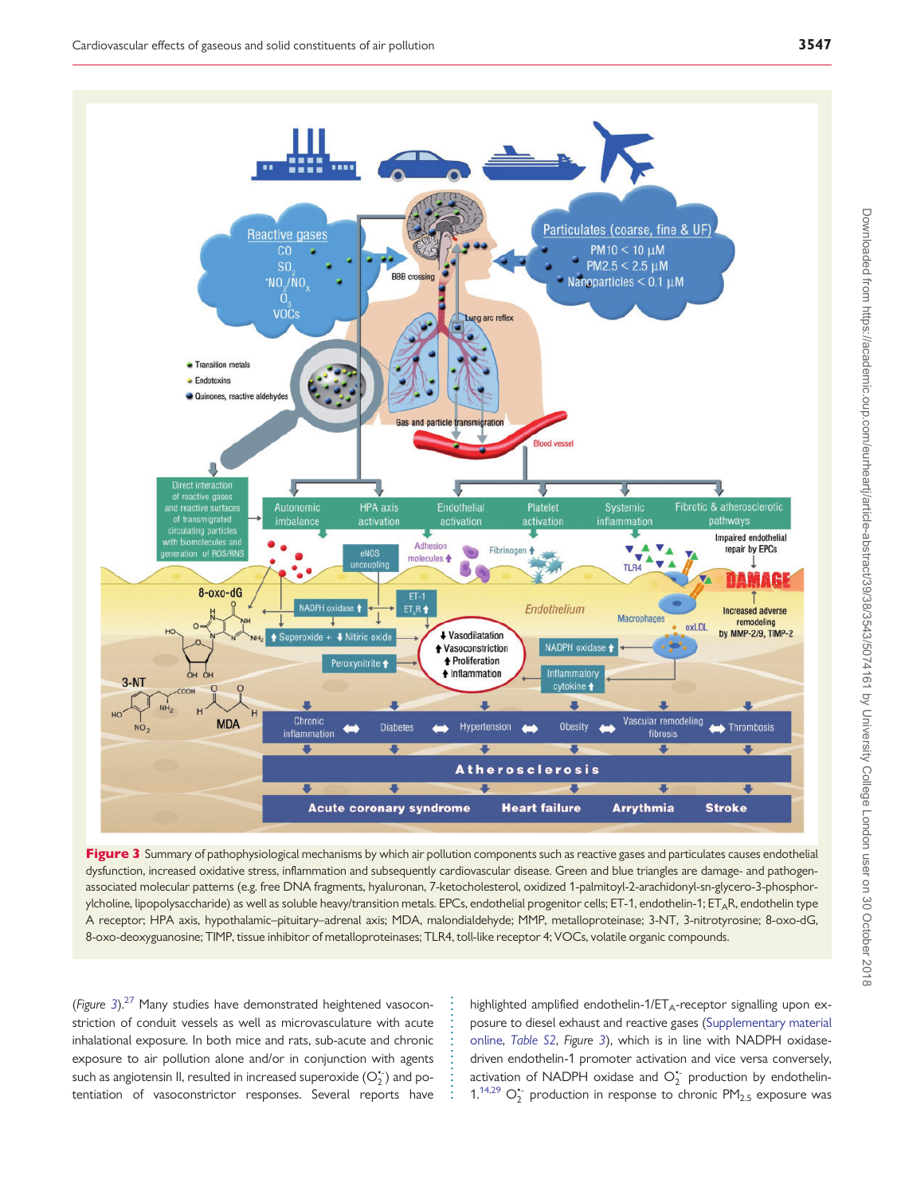**Figure 3** Summary of pathophysiological mechanisms by which air pollution components such as reactive gases and particulates causes endothelial dysfunction, increased oxidative stress, inflammation and subsequently cardiovascular disease. Green and blue triangles are damage- and pathogen-associated molecular patterns (e.g. free DNA fragments, hyaluronan, 7-ketocholesterol, oxidized 1-palmitoyl-2-arachidonyl-sn-glycero-3-phosphorylcholine, lipopolysaccharide) as well as soluble heavy/transition metals. EPCs, endothelial progenitor cells; ET-1, endothelin-1; $ET_AR$, endothelin type A receptor; HPA axis, hypothalamic–pituitary–adrenal axis; MDA, malondialdehyde; MMP, metalloproteinase; 3-NT, 3-nitrotyrosine; 8-oxo-dG, 8-oxo-deoxyguanosine; TIMP, tissue inhibitor of metalloproteinases; TLR4, toll-like receptor 4; VOCs, volatile organic compounds.

(*Figure 3*).[27] Many studies have demonstrated heightened vasoconstriction of conduit vessels as well as microvasculature with acute inhalational exposure. In both mice and rats, sub-acute and chronic exposure to air pollution alone and/or in conjunction with agents such as angiotensin II, resulted in increased superoxide ($O_2^{\bullet-}$) and potentiation of vasoconstrictor responses. Several reports have highlighted amplified endothelin-1/$ET_A$-receptor signalling upon exposure to diesel exhaust and reactive gases (Supplementary material online, *Table S2*, *Figure 3*), which is in line with NADPH oxidase-driven endothelin-1 promoter activation and vice versa conversely, activation of NADPH oxidase and $O_2^{\bullet-}$ production by endothelin-1.[14,29] $O_2^{\bullet-}$ production in response to chronic $PM_{2.5}$ exposure was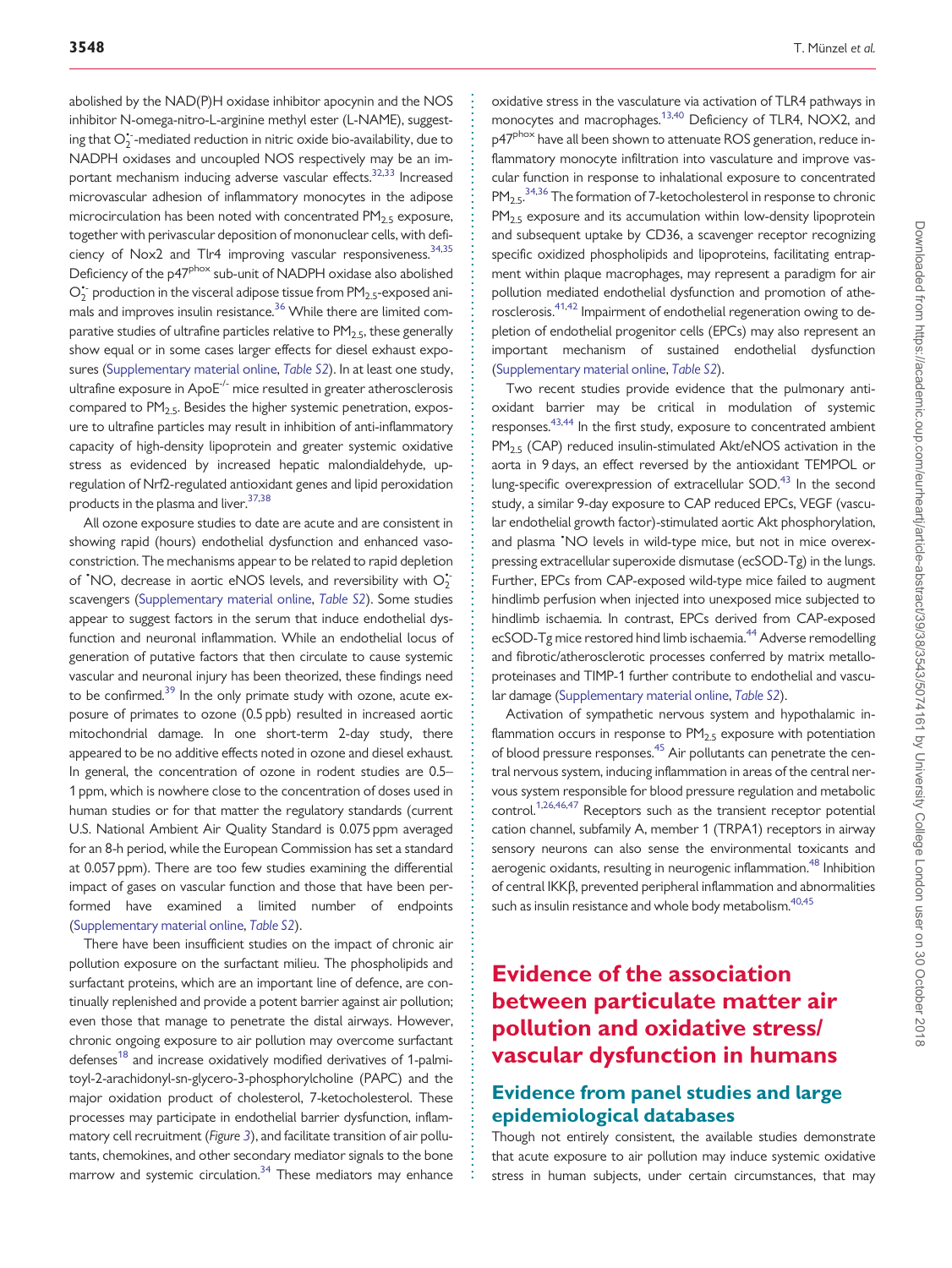abolished by the NAD(P)H oxidase inhibitor apocynin and the NOS inhibitor N-omega-nitro-L-arginine methyl ester (L-NAME), suggesting that $O_2^{\bullet-}$-mediated reduction in nitric oxide bio-availability, due to NADPH oxidases and uncoupled NOS respectively may be an important mechanism inducing adverse vascular effects.[32,33] Increased microvascular adhesion of inflammatory monocytes in the adipose microcirculation has been noted with concentrated $PM_{2.5}$ exposure, together with perivascular deposition of mononuclear cells, with deficiency of Nox2 and Tlr4 improving vascular responsiveness.[34,35] Deficiency of the $p47^{phox}$ sub-unit of NADPH oxidase also abolished $O_2^{\bullet-}$ production in the visceral adipose tissue from $PM_{2.5}$-exposed animals and improves insulin resistance.[36] While there are limited comparative studies of ultrafine particles relative to $PM_{2.5}$, these generally show equal or in some cases larger effects for diesel exhaust exposures (Supplementary material online, *Table S2*). In at least one study, ultrafine exposure in $ApoE^{-/-}$ mice resulted in greater atherosclerosis compared to $PM_{2.5}$. Besides the higher systemic penetration, exposure to ultrafine particles may result in inhibition of anti-inflammatory capacity of high-density lipoprotein and greater systemic oxidative stress as evidenced by increased hepatic malondialdehyde, up-regulation of Nrf2-regulated antioxidant genes and lipid peroxidation products in the plasma and liver.[37,38]

All ozone exposure studies to date are acute and are consistent in showing rapid (hours) endothelial dysfunction and enhanced vasoconstriction. The mechanisms appear to be related to rapid depletion of $^{\bullet}NO$, decrease in aortic eNOS levels, and reversibility with $O_2^{\bullet-}$ scavengers (Supplementary material online, *Table S2*). Some studies appear to suggest factors in the serum that induce endothelial dysfunction and neuronal inflammation. While an endothelial locus of generation of putative factors that then circulate to cause systemic vascular and neuronal injury has been theorized, these findings need to be confirmed.[39] In the only primate study with ozone, acute exposure of primates to ozone (0.5 ppb) resulted in increased aortic mitochondrial damage. In one short-term 2-day study, there appeared to be no additive effects noted in ozone and diesel exhaust. In general, the concentration of ozone in rodent studies are 0.5–1 ppm, which is nowhere close to the concentration of doses used in human studies or for that matter the regulatory standards (current U.S. National Ambient Air Quality Standard is 0.075 ppm averaged for an 8-h period, while the European Commission has set a standard at 0.057 ppm). There are too few studies examining the differential impact of gases on vascular function and those that have been performed have examined a limited number of endpoints (Supplementary material online, *Table S2*).

There have been insufficient studies on the impact of chronic air pollution exposure on the surfactant milieu. The phospholipids and surfactant proteins, which are an important line of defence, are continually replenished and provide a potent barrier against air pollution; even those that manage to penetrate the distal airways. However, chronic ongoing exposure to air pollution may overcome surfactant defenses[18] and increase oxidatively modified derivatives of 1-palmitoyl-2-arachidonyl-sn-glycero-3-phosphorylcholine (PAPC) and the major oxidation product of cholesterol, 7-ketocholesterol. These processes may participate in endothelial barrier dysfunction, inflammatory cell recruitment (*Figure 3*), and facilitate transition of air pollutants, chemokines, and other secondary mediator signals to the bone marrow and systemic circulation.[34] These mediators may enhance oxidative stress in the vasculature via activation of TLR4 pathways in monocytes and macrophages.[13,40] Deficiency of TLR4, NOX2, and $p47^{phox}$ have all been shown to attenuate ROS generation, reduce inflammatory monocyte infiltration into vasculature and improve vascular function in response to inhalational exposure to concentrated $PM_{2.5}$.[34,36] The formation of 7-ketocholesterol in response to chronic $PM_{2.5}$ exposure and its accumulation within low-density lipoprotein and subsequent uptake by CD36, a scavenger receptor recognizing specific oxidized phospholipids and lipoproteins, facilitating entrapment within plaque macrophages, may represent a paradigm for air pollution mediated endothelial dysfunction and promotion of atherosclerosis.[41,42] Impairment of endothelial regeneration owing to depletion of endothelial progenitor cells (EPCs) may also represent an important mechanism of sustained endothelial dysfunction (Supplementary material online, *Table S2*).

Two recent studies provide evidence that the pulmonary antioxidant barrier may be critical in modulation of systemic responses.[43,44] In the first study, exposure to concentrated ambient $PM_{2.5}$ (CAP) reduced insulin-stimulated Akt/eNOS activation in the aorta in 9 days, an effect reversed by the antioxidant TEMPOL or lung-specific overexpression of extracellular SOD.[43] In the second study, a similar 9-day exposure to CAP reduced EPCs, VEGF (vascular endothelial growth factor)-stimulated aortic Akt phosphorylation, and plasma $^{\bullet}NO$ levels in wild-type mice, but not in mice overexpressing extracellular superoxide dismutase (ecSOD-Tg) in the lungs. Further, EPCs from CAP-exposed wild-type mice failed to augment hindlimb perfusion when injected into unexposed mice subjected to hindlimb ischaemia. In contrast, EPCs derived from CAP-exposed ecSOD-Tg mice restored hind limb ischaemia.[44] Adverse remodelling and fibrotic/atherosclerotic processes conferred by matrix metalloproteinases and TIMP-1 further contribute to endothelial and vascular damage (Supplementary material online, *Table S2*).

Activation of sympathetic nervous system and hypothalamic inflammation occurs in response to $PM_{2.5}$ exposure with potentiation of blood pressure responses.[45] Air pollutants can penetrate the central nervous system, inducing inflammation in areas of the central nervous system responsible for blood pressure regulation and metabolic control.[1,26,46,47] Receptors such as the transient receptor potential cation channel, subfamily A, member 1 (TRPA1) receptors in airway sensory neurons can also sense the environmental toxicants and aerogenic oxidants, resulting in neurogenic inflammation.[48] Inhibition of central IKKβ, prevented peripheral inflammation and abnormalities such as insulin resistance and whole body metabolism.[40,45]

# Evidence of the association between particulate matter air pollution and oxidative stress/vascular dysfunction in humans

## Evidence from panel studies and large epidemiological databases

Though not entirely consistent, the available studies demonstrate that acute exposure to air pollution may induce systemic oxidative stress in human subjects, under certain circumstances, that may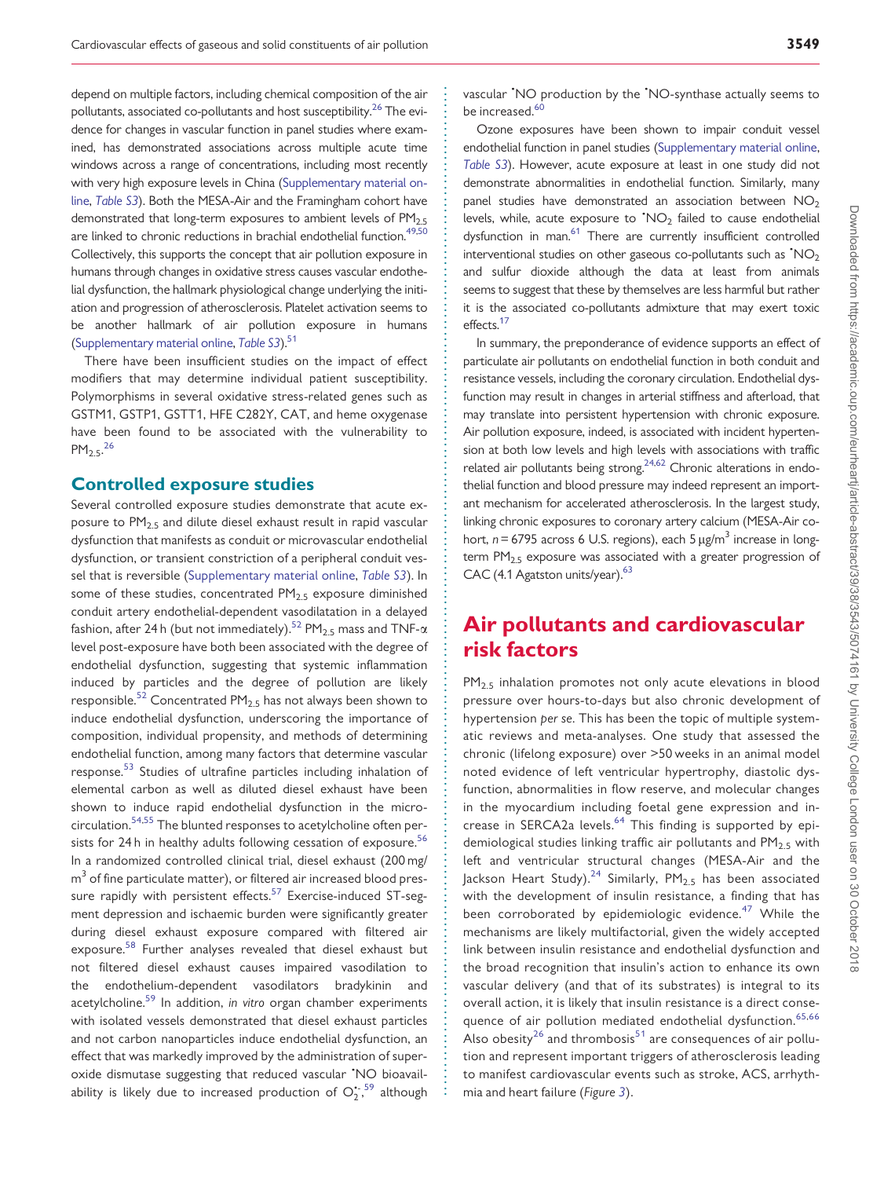depend on multiple factors, including chemical composition of the air pollutants, associated co-pollutants and host susceptibility.[26] The evidence for changes in vascular function in panel studies where examined, has demonstrated associations across multiple acute time windows across a range of concentrations, including most recently with very high exposure levels in China (Supplementary material online, *Table S3*). Both the MESA-Air and the Framingham cohort have demonstrated that long-term exposures to ambient levels of $PM_{2.5}$ are linked to chronic reductions in brachial endothelial function.[49,50] Collectively, this supports the concept that air pollution exposure in humans through changes in oxidative stress causes vascular endothelial dysfunction, the hallmark physiological change underlying the initiation and progression of atherosclerosis. Platelet activation seems to be another hallmark of air pollution exposure in humans (Supplementary material online, *Table S3*).[51]

There have been insufficient studies on the impact of effect modifiers that may determine individual patient susceptibility. Polymorphisms in several oxidative stress-related genes such as GSTM1, GSTP1, GSTT1, HFE C282Y, CAT, and heme oxygenase have been found to be associated with the vulnerability to $PM_{2.5}$.[26]

## Controlled exposure studies

Several controlled exposure studies demonstrate that acute exposure to $PM_{2.5}$ and dilute diesel exhaust result in rapid vascular dysfunction that manifests as conduit or microvascular endothelial dysfunction, or transient constriction of a peripheral conduit vessel that is reversible (Supplementary material online, *Table S3*). In some of these studies, concentrated $PM_{2.5}$ exposure diminished conduit artery endothelial-dependent vasodilatation in a delayed fashion, after 24 h (but not immediately).[52] $PM_{2.5}$ mass and TNF-$\alpha$ level post-exposure have both been associated with the degree of endothelial dysfunction, suggesting that systemic inflammation induced by particles and the degree of pollution are likely responsible.[52] Concentrated $PM_{2.5}$ has not always been shown to induce endothelial dysfunction, underscoring the importance of composition, individual propensity, and methods of determining endothelial function, among many factors that determine vascular response.[53] Studies of ultrafine particles including inhalation of elemental carbon as well as diluted diesel exhaust have been shown to induce rapid endothelial dysfunction in the microcirculation.[54,55] The blunted responses to acetylcholine often persists for 24 h in healthy adults following cessation of exposure.[56] In a randomized controlled clinical trial, diesel exhaust (200 mg/m$^3$ of fine particulate matter), or filtered air increased blood pressure rapidly with persistent effects.[57] Exercise-induced ST-segment depression and ischaemic burden were significantly greater during diesel exhaust exposure compared with filtered air exposure.[58] Further analyses revealed that diesel exhaust but not filtered diesel exhaust causes impaired vasodilation to the endothelium-dependent vasodilators bradykinin and acetylcholine.[59] In addition, *in vitro* organ chamber experiments with isolated vessels demonstrated that diesel exhaust particles and not carbon nanoparticles induce endothelial dysfunction, an effect that was markedly improved by the administration of superoxide dismutase suggesting that reduced vascular $^{\bullet}NO$ bioavailability is likely due to increased production of $O_2^{\bullet-}$,[59] although vascular $^{\bullet}NO$ production by the $^{\bullet}NO$-synthase actually seems to be increased.[60]

Ozone exposures have been shown to impair conduit vessel endothelial function in panel studies (Supplementary material online, *Table S3*). However, acute exposure at least in one study did not demonstrate abnormalities in endothelial function. Similarly, many panel studies have demonstrated an association between $NO_2$ levels, while, acute exposure to $^{\bullet}NO_2$ failed to cause endothelial dysfunction in man.[61] There are currently insufficient controlled interventional studies on other gaseous co-pollutants such as $^{\bullet}NO_2$ and sulfur dioxide although the data at least from animals seems to suggest that these by themselves are less harmful but rather it is the associated co-pollutants admixture that may exert toxic effects.[17]

In summary, the preponderance of evidence supports an effect of particulate air pollutants on endothelial function in both conduit and resistance vessels, including the coronary circulation. Endothelial dysfunction may result in changes in arterial stiffness and afterload, that may translate into persistent hypertension with chronic exposure. Air pollution exposure, indeed, is associated with incident hypertension at both low levels and high levels with associations with traffic related air pollutants being strong.[24,62] Chronic alterations in endothelial function and blood pressure may indeed represent an important mechanism for accelerated atherosclerosis. In the largest study, linking chronic exposures to coronary artery calcium (MESA-Air cohort, $n = 6795$ across 6 U.S. regions), each 5 μg/m$^3$ increase in long-term $PM_{2.5}$ exposure was associated with a greater progression of CAC (4.1 Agatston units/year).[63]

# Air pollutants and cardiovascular risk factors

$PM_{2.5}$ inhalation promotes not only acute elevations in blood pressure over hours-to-days but also chronic development of hypertension *per se*. This has been the topic of multiple systematic reviews and meta-analyses. One study that assessed the chronic (lifelong exposure) over >50 weeks in an animal model noted evidence of left ventricular hypertrophy, diastolic dysfunction, abnormalities in flow reserve, and molecular changes in the myocardium including foetal gene expression and increase in SERCA2a levels.[64] This finding is supported by epidemiological studies linking traffic air pollutants and $PM_{2.5}$ with left and ventricular structural changes (MESA-Air and the Jackson Heart Study).[24] Similarly, $PM_{2.5}$ has been associated with the development of insulin resistance, a finding that has been corroborated by epidemiologic evidence.[47] While the mechanisms are likely multifactorial, given the widely accepted link between insulin resistance and endothelial dysfunction and the broad recognition that insulin's action to enhance its own vascular delivery (and that of its substrates) is integral to its overall action, it is likely that insulin resistance is a direct consequence of air pollution mediated endothelial dysfunction.[65,66] Also obesity[26] and thrombosis[51] are consequences of air pollution and represent important triggers of atherosclerosis leading to manifest cardiovascular events such as stroke, ACS, arrhythmia and heart failure (*Figure 3*).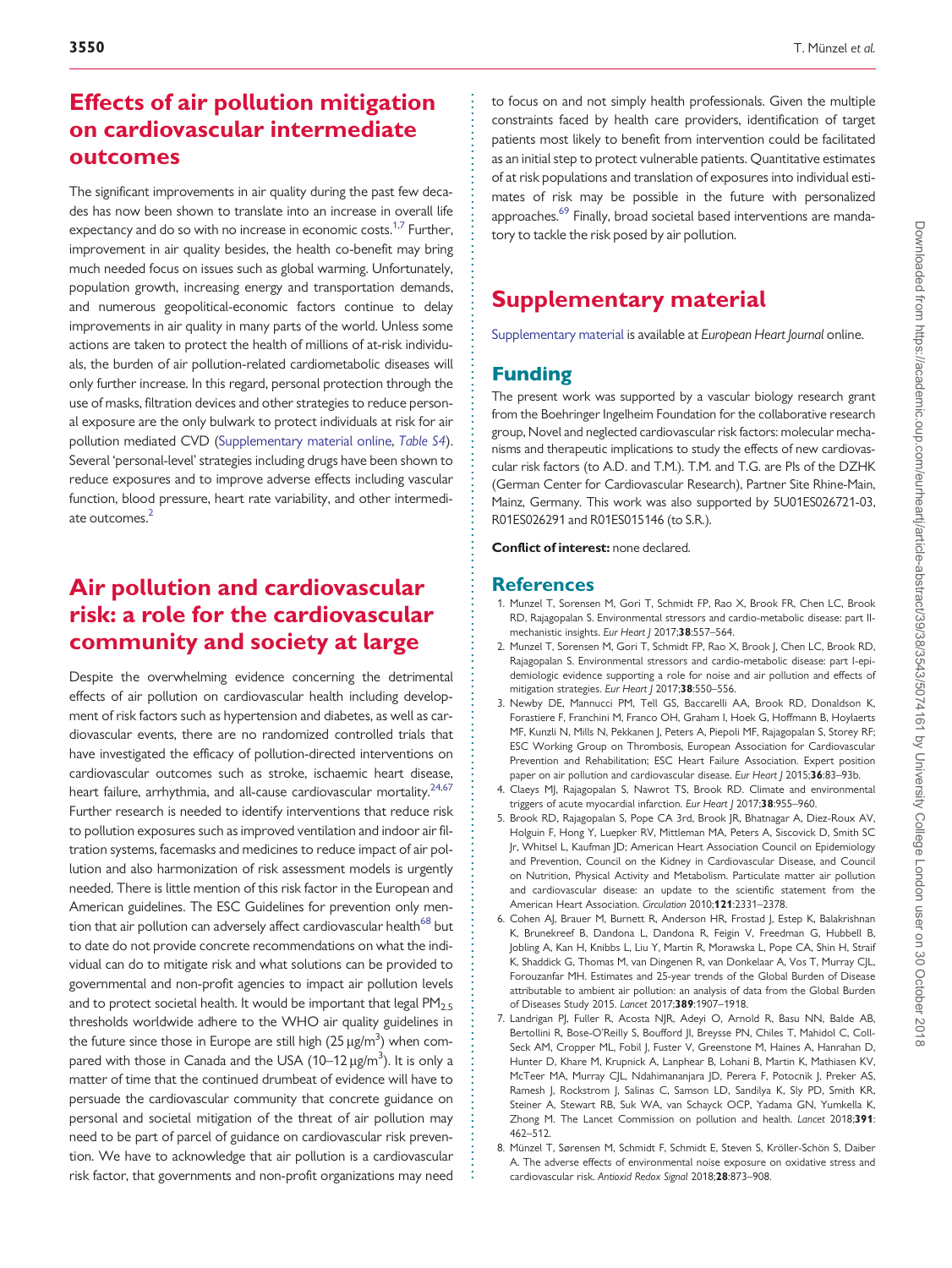## Effects of air pollution mitigation on cardiovascular intermediate outcomes

The significant improvements in air quality during the past few decades has now been shown to translate into an increase in overall life expectancy and do so with no increase in economic costs.[1,7] Further, improvement in air quality besides, the health co-benefit may bring much needed focus on issues such as global warming. Unfortunately, population growth, increasing energy and transportation demands, and numerous geopolitical-economic factors continue to delay improvements in air quality in many parts of the world. Unless some actions are taken to protect the health of millions of at-risk individuals, the burden of air pollution-related cardiometabolic diseases will only further increase. In this regard, personal protection through the use of masks, filtration devices and other strategies to reduce personal exposure are the only bulwark to protect individuals at risk for air pollution mediated CVD (Supplementary material online, *Table S4*). Several 'personal-level' strategies including drugs have been shown to reduce exposures and to improve adverse effects including vascular function, blood pressure, heart rate variability, and other intermediate outcomes.[2]

## Air pollution and cardiovascular risk: a role for the cardiovascular community and society at large

Despite the overwhelming evidence concerning the detrimental effects of air pollution on cardiovascular health including development of risk factors such as hypertension and diabetes, as well as cardiovascular events, there are no randomized controlled trials that have investigated the efficacy of pollution-directed interventions on cardiovascular outcomes such as stroke, ischaemic heart disease, heart failure, arrhythmia, and all-cause cardiovascular mortality.[24,67] Further research is needed to identify interventions that reduce risk to pollution exposures such as improved ventilation and indoor air filtration systems, facemasks and medicines to reduce impact of air pollution and also harmonization of risk assessment models is urgently needed. There is little mention of this risk factor in the European and American guidelines. The ESC Guidelines for prevention only mention that air pollution can adversely affect cardiovascular health[68] but to date do not provide concrete recommendations on what the individual can do to mitigate risk and what solutions can be provided to governmental and non-profit agencies to impact air pollution levels and to protect societal health. It would be important that legal $PM_{2.5}$ thresholds worldwide adhere to the WHO air quality guidelines in the future since those in Europe are still high (25 μg/m$^3$) when compared with those in Canada and the USA (10–12 μg/m$^3$). It is only a matter of time that the continued drumbeat of evidence will have to persuade the cardiovascular community that concrete guidance on personal and societal mitigation of the threat of air pollution may need to be part of parcel of guidance on cardiovascular risk prevention. We have to acknowledge that air pollution is a cardiovascular risk factor, that governments and non-profit organizations may need to focus on and not simply health professionals. Given the multiple constraints faced by health care providers, identification of target patients most likely to benefit from intervention could be facilitated as an initial step to protect vulnerable patients. Quantitative estimates of at risk populations and translation of exposures into individual estimates of risk may be possible in the future with personalized approaches.[69] Finally, broad societal based interventions are mandatory to tackle the risk posed by air pollution.

## Supplementary material

Supplementary material is available at *European Heart Journal* online.

### Funding

The present work was supported by a vascular biology research grant from the Boehringer Ingelheim Foundation for the collaborative research group, Novel and neglected cardiovascular risk factors: molecular mechanisms and therapeutic implications to study the effects of new cardiovascular risk factors (to A.D. and T.M.). T.M. and T.G. are PIs of the DZHK (German Center for Cardiovascular Research), Partner Site Rhine-Main, Mainz, Germany. This work was also supported by 5U01ES026721-03, R01ES026291 and R01ES015146 (to S.R.).

**Conflict of interest:** none declared.

### References

1. Munzel T, Sorensen M, Gori T, Schmidt FP, Rao X, Brook FR, Chen LC, Brook RD, Rajagopalan S. Environmental stressors and cardio-metabolic disease: part II-mechanistic insights. *Eur Heart J* 2017;**38**:557–564.
2. Munzel T, Sorensen M, Gori T, Schmidt FP, Rao X, Brook J, Chen LC, Brook RD, Rajagopalan S. Environmental stressors and cardio-metabolic disease: part I-epidemiologic evidence supporting a role for noise and air pollution and effects of mitigation strategies. *Eur Heart J* 2017;**38**:550–556.
3. Newby DE, Mannucci PM, Tell GS, Baccarelli AA, Brook RD, Donaldson K, Forastiere F, Franchini M, Franco OH, Graham I, Hoek G, Hoffmann B, Hoylaerts MF, Kunzli N, Mills N, Pekkanen J, Peters A, Piepoli MF, Rajagopalan S, Storey RF; ESC Working Group on Thrombosis, European Association for Cardiovascular Prevention and Rehabilitation; ESC Heart Failure Association. Expert position paper on air pollution and cardiovascular disease. *Eur Heart J* 2015;**36**:83–93b.
4. Claeys MJ, Rajagopalan S, Nawrot TS, Brook RD. Climate and environmental triggers of acute myocardial infarction. *Eur Heart J* 2017;**38**:955–960.
5. Brook RD, Rajagopalan S, Pope CA 3rd, Brook JR, Bhatnagar A, Diez-Roux AV, Holguin F, Hong Y, Luepker RV, Mittleman MA, Peters A, Siscovick D, Smith SC Jr, Whitsel L, Kaufman JD; American Heart Association Council on Epidemiology and Prevention, Council on the Kidney in Cardiovascular Disease, and Council on Nutrition, Physical Activity and Metabolism. Particulate matter air pollution and cardiovascular disease: an update to the scientific statement from the American Heart Association. *Circulation* 2010;**121**:2331–2378.
6. Cohen AJ, Brauer M, Burnett R, Anderson HR, Frostad J, Estep K, Balakrishnan K, Brunekreef B, Dandona L, Dandona R, Feigin V, Freedman G, Hubbell B, Jobling A, Kan H, Knibbs L, Liu Y, Martin R, Morawska L, Pope CA, Shin H, Straif K, Shaddick G, Thomas M, van Dingenen R, van Donkelaar A, Vos T, Murray CJL, Forouzanfar MH. Estimates and 25-year trends of the Global Burden of Disease attributable to ambient air pollution: an analysis of data from the Global Burden of Diseases Study 2015. *Lancet* 2017;**389**:1907–1918.
7. Landrigan PJ, Fuller R, Acosta NJR, Adeyi O, Arnold R, Basu NN, Balde AB, Bertollini R, Bose-O'Reilly S, Boufford JI, Breysse PN, Chiles T, Mahidol C, Coll-Seck AM, Cropper ML, Fobil J, Fuster V, Greenstone M, Haines A, Hanrahan D, Hunter D, Khare M, Krupnick A, Lanphear B, Lohani B, Martin K, Mathiasen KV, McTeer MA, Murray CJL, Ndahimananjara JD, Perera F, Potocnik J, Preker AS, Ramesh J, Rockstrom J, Salinas C, Samson LD, Sandilya K, Sly PD, Smith KR, Steiner A, Stewart RB, Suk WA, van Schayck OCP, Yadama GN, Yumkella K, Zhong M. The Lancet Commission on pollution and health. *Lancet* 2018;**391**:462–512.
8. Münzel T, Sørensen M, Schmidt F, Schmidt E, Steven S, Kröller-Schön S, Daiber A. The adverse effects of environmental noise exposure on oxidative stress and cardiovascular risk. *Antioxid Redox Signal* 2018;**28**:873–908.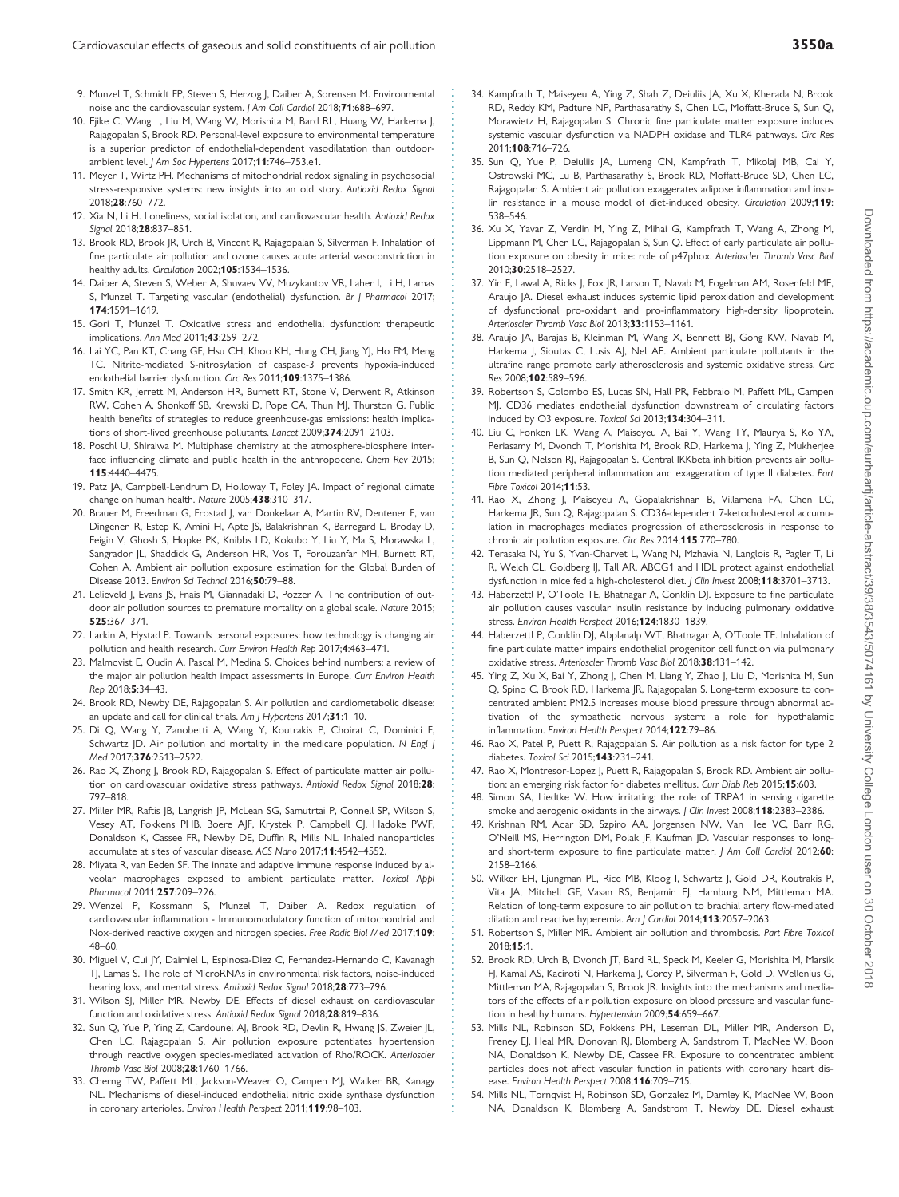9. Munzel T, Schmidt FP, Steven S, Herzog J, Daiber A, Sorensen M. Environmental noise and the cardiovascular system. *J Am Coll Cardiol* 2018;**71**:688–697.
10. Ejike C, Wang L, Liu M, Wang W, Morishita M, Bard RL, Huang W, Harkema J, Rajagopalan S, Brook RD. Personal-level exposure to environmental temperature is a superior predictor of endothelial-dependent vasodilatation than outdoor-ambient level. *J Am Soc Hypertens* 2017;**11**:746–753.e1.
11. Meyer T, Wirtz PH. Mechanisms of mitochondrial redox signaling in psychosocial stress-responsive systems: new insights into an old story. *Antioxid Redox Signal* 2018;**28**:760–772.
12. Xia N, Li H. Loneliness, social isolation, and cardiovascular health. *Antioxid Redox Signal* 2018;**28**:837–851.
13. Brook RD, Brook JR, Urch B, Vincent R, Rajagopalan S, Silverman F. Inhalation of fine particulate air pollution and ozone causes acute arterial vasoconstriction in healthy adults. *Circulation* 2002;**105**:1534–1536.
14. Daiber A, Steven S, Weber A, Shuvaev VV, Muzykantov VR, Laher I, Li H, Lamas S, Munzel T. Targeting vascular (endothelial) dysfunction. *Br J Pharmacol* 2017; **174**:1591–1619.
15. Gori T, Munzel T. Oxidative stress and endothelial dysfunction: therapeutic implications. *Ann Med* 2011;**43**:259–272.
16. Lai YC, Pan KT, Chang GF, Hsu CH, Khoo KH, Hung CH, Jiang YJ, Ho FM, Meng TC. Nitrite-mediated S-nitrosylation of caspase-3 prevents hypoxia-induced endothelial barrier dysfunction. *Circ Res* 2011;**109**:1375–1386.
17. Smith KR, Jerrett M, Anderson HR, Burnett RT, Stone V, Derwent R, Atkinson RW, Cohen A, Shonkoff SB, Krewski D, Pope CA, Thun MJ, Thurston G. Public health benefits of strategies to reduce greenhouse-gas emissions: health implications of short-lived greenhouse pollutants. *Lancet* 2009;**374**:2091–2103.
18. Poschl U, Shiraiwa M. Multiphase chemistry at the atmosphere-biosphere interface influencing climate and public health in the anthropocene. *Chem Rev* 2015; **115**:4440–4475.
19. Patz JA, Campbell-Lendrum D, Holloway T, Foley JA. Impact of regional climate change on human health. *Nature* 2005;**438**:310–317.
20. Brauer M, Freedman G, Frostad J, van Donkelaar A, Martin RV, Dentener F, van Dingenen R, Estep K, Amini H, Apte JS, Balakrishnan K, Barregard L, Broday D, Feigin V, Ghosh S, Hopke PK, Knibbs LD, Kokubo Y, Liu Y, Ma S, Morawska L, Sangrador JL, Shaddick G, Anderson HR, Vos T, Forouzanfar MH, Burnett RT, Cohen A. Ambient air pollution exposure estimation for the Global Burden of Disease 2013. *Environ Sci Technol* 2016;**50**:79–88.
21. Lelieveld J, Evans JS, Fnais M, Giannadaki D, Pozzer A. The contribution of outdoor air pollution sources to premature mortality on a global scale. *Nature* 2015; **525**:367–371.
22. Larkin A, Hystad P. Towards personal exposures: how technology is changing air pollution and health research. *Curr Environ Health Rep* 2017;**4**:463–471.
23. Malmqvist E, Oudin A, Pascal M, Medina S. Choices behind numbers: a review of the major air pollution health impact assessments in Europe. *Curr Environ Health Rep* 2018;**5**:34–43.
24. Brook RD, Newby DE, Rajagopalan S. Air pollution and cardiometabolic disease: an update and call for clinical trials. *Am J Hypertens* 2017;**31**:1–10.
25. Di Q, Wang Y, Zanobetti A, Wang Y, Koutrakis P, Choirat C, Dominici F, Schwartz JD. Air pollution and mortality in the medicare population. *N Engl J Med* 2017;**376**:2513–2522.
26. Rao X, Zhong J, Brook RD, Rajagopalan S. Effect of particulate matter air pollution on cardiovascular oxidative stress pathways. *Antioxid Redox Signal* 2018;**28**: 797–818.
27. Miller MR, Raftis JB, Langrish JP, McLean SG, Samutrtai P, Connell SP, Wilson S, Vesey AT, Fokkens PHB, Boere AJF, Krystek P, Campbell CJ, Hadoke PWF, Donaldson K, Cassee FR, Newby DE, Duffin R, Mills NL. Inhaled nanoparticles accumulate at sites of vascular disease. *ACS Nano* 2017;**11**:4542–4552.
28. Miyata R, van Eeden SF. The innate and adaptive immune response induced by alveolar macrophages exposed to ambient particulate matter. *Toxicol Appl Pharmacol* 2011;**257**:209–226.
29. Wenzel P, Kossmann S, Munzel T, Daiber A. Redox regulation of cardiovascular inflammation - Immunomodulatory function of mitochondrial and Nox-derived reactive oxygen and nitrogen species. *Free Radic Biol Med* 2017;**109**: 48–60.
30. Miguel V, Cui JY, Daimiel L, Espinosa-Diez C, Fernandez-Hernando C, Kavanagh TJ, Lamas S. The role of MicroRNAs in environmental risk factors, noise-induced hearing loss, and mental stress. *Antioxid Redox Signal* 2018;**28**:773–796.
31. Wilson SJ, Miller MR, Newby DE. Effects of diesel exhaust on cardiovascular function and oxidative stress. *Antioxid Redox Signal* 2018;**28**:819–836.
32. Sun Q, Yue P, Ying Z, Cardounel AJ, Brook RD, Devlin R, Hwang JS, Zweier JL, Chen LC, Rajagopalan S. Air pollution exposure potentiates hypertension through reactive oxygen species-mediated activation of Rho/ROCK. *Arterioscler Thromb Vasc Biol* 2008;**28**:1760–1766.
33. Cherng TW, Paffett ML, Jackson-Weaver O, Campen MJ, Walker BR, Kanagy NL. Mechanisms of diesel-induced endothelial nitric oxide synthase dysfunction in coronary arterioles. *Environ Health Perspect* 2011;**119**:98–103.
34. Kampfrath T, Maiseyeu A, Ying Z, Shah Z, Deiuliis JA, Xu X, Kherada N, Brook RD, Reddy KM, Padture NP, Parthasarathy S, Chen LC, Moffatt-Bruce S, Sun Q, Morawietz H, Rajagopalan S. Chronic fine particulate matter exposure induces systemic vascular dysfunction via NADPH oxidase and TLR4 pathways. *Circ Res* 2011;**108**:716–726.
35. Sun Q, Yue P, Deiuliis JA, Lumeng CN, Kampfrath T, Mikolaj MB, Cai Y, Ostrowski MC, Lu B, Parthasarathy S, Brook RD, Moffatt-Bruce SD, Chen LC, Rajagopalan S. Ambient air pollution exaggerates adipose inflammation and insulin resistance in a mouse model of diet-induced obesity. *Circulation* 2009;**119**: 538–546.
36. Xu X, Yavar Z, Verdin M, Ying Z, Mihai G, Kampfrath T, Wang A, Zhong M, Lippmann M, Chen LC, Rajagopalan S, Sun Q. Effect of early particulate air pollution exposure on obesity in mice: role of p47phox. *Arterioscler Thromb Vasc Biol* 2010;**30**:2518–2527.
37. Yin F, Lawal A, Ricks J, Fox JR, Larson T, Navab M, Fogelman AM, Rosenfeld ME, Araujo JA. Diesel exhaust induces systemic lipid peroxidation and development of dysfunctional pro-oxidant and pro-inflammatory high-density lipoprotein. *Arterioscler Thromb Vasc Biol* 2013;**33**:1153–1161.
38. Araujo JA, Barajas B, Kleinman M, Wang X, Bennett BJ, Gong KW, Navab M, Harkema J, Sioutas C, Lusis AJ, Nel AE. Ambient particulate pollutants in the ultrafine range promote early atherosclerosis and systemic oxidative stress. *Circ Res* 2008;**102**:589–596.
39. Robertson S, Colombo ES, Lucas SN, Hall PR, Febbraio M, Paffett ML, Campen MJ. CD36 mediates endothelial dysfunction downstream of circulating factors induced by O3 exposure. *Toxicol Sci* 2013;**134**:304–311.
40. Liu C, Fonken LK, Wang A, Maiseyeu A, Bai Y, Wang TY, Maurya S, Ko YA, Periasamy M, Dvonch T, Morishita M, Brook RD, Harkema J, Ying Z, Mukherjee B, Sun Q, Nelson RJ, Rajagopalan S. Central IKKbeta inhibition prevents air pollution mediated peripheral inflammation and exaggeration of type II diabetes. *Part Fibre Toxicol* 2014;**11**:53.
41. Rao X, Zhong J, Maiseyeu A, Gopalakrishnan B, Villamena FA, Chen LC, Harkema JR, Sun Q, Rajagopalan S. CD36-dependent 7-ketocholesterol accumulation in macrophages mediates progression of atherosclerosis in response to chronic air pollution exposure. *Circ Res* 2014;**115**:770–780.
42. Terasaka N, Yu S, Yvan-Charvet L, Wang N, Mzhavia N, Langlois R, Pagler T, Li R, Welch CL, Goldberg IJ, Tall AR. ABCG1 and HDL protect against endothelial dysfunction in mice fed a high-cholesterol diet. *J Clin Invest* 2008;**118**:3701–3713.
43. Haberzettl P, O'Toole TE, Bhatnagar A, Conklin DJ. Exposure to fine particulate air pollution causes vascular insulin resistance by inducing pulmonary oxidative stress. *Environ Health Perspect* 2016;**124**:1830–1839.
44. Haberzettl P, Conklin DJ, Abplanalp WT, Bhatnagar A, O'Toole TE. Inhalation of fine particulate matter impairs endothelial progenitor cell function via pulmonary oxidative stress. *Arterioscler Thromb Vasc Biol* 2018;**38**:131–142.
45. Ying Z, Xu X, Bai Y, Zhong J, Chen M, Liang Y, Zhao J, Liu D, Morishita M, Sun Q, Spino C, Brook RD, Harkema JR, Rajagopalan S. Long-term exposure to concentrated ambient PM2.5 increases mouse blood pressure through abnormal activation of the sympathetic nervous system: a role for hypothalamic inflammation. *Environ Health Perspect* 2014;**122**:79–86.
46. Rao X, Patel P, Puett R, Rajagopalan S. Air pollution as a risk factor for type 2 diabetes. *Toxicol Sci* 2015;**143**:231–241.
47. Rao X, Montresor-Lopez J, Puett R, Rajagopalan S, Brook RD. Ambient air pollution: an emerging risk factor for diabetes mellitus. *Curr Diab Rep* 2015;**15**:603.
48. Simon SA, Liedtke W. How irritating: the role of TRPA1 in sensing cigarette smoke and aerogenic oxidants in the airways. *J Clin Invest* 2008;**118**:2383–2386.
49. Krishnan RM, Adar SD, Szpiro AA, Jorgensen NW, Van Hee VC, Barr RG, O'Neill MS, Herrington DM, Polak JF, Kaufman JD. Vascular responses to long- and short-term exposure to fine particulate matter. *J Am Coll Cardiol* 2012;**60**: 2158–2166.
50. Wilker EH, Ljungman PL, Rice MB, Kloog I, Schwartz J, Gold DR, Koutrakis P, Vita JA, Mitchell GF, Vasan RS, Benjamin EJ, Hamburg NM, Mittleman MA. Relation of long-term exposure to air pollution to brachial artery flow-mediated dilation and reactive hyperemia. *Am J Cardiol* 2014;**113**:2057–2063.
51. Robertson S, Miller MR. Ambient air pollution and thrombosis. *Part Fibre Toxicol* 2018;**15**:1.
52. Brook RD, Urch B, Dvonch JT, Bard RL, Speck M, Keeler G, Morishita M, Marsik FJ, Kamal AS, Kaciroti N, Harkema J, Corey P, Silverman F, Gold D, Wellenius G, Mittleman MA, Rajagopalan S, Brook JR. Insights into the mechanisms and mediators of the effects of air pollution exposure on blood pressure and vascular function in healthy humans. *Hypertension* 2009;**54**:659–667.
53. Mills NL, Robinson SD, Fokkens PH, Leseman DL, Miller MR, Anderson D, Freney EJ, Heal MR, Donovan RJ, Blomberg A, Sandstrom T, MacNee W, Boon NA, Donaldson K, Newby DE, Cassee FR. Exposure to concentrated ambient particles does not affect vascular function in patients with coronary heart disease. *Environ Health Perspect* 2008;**116**:709–715.
54. Mills NL, Tornqvist H, Robinson SD, Gonzalez M, Darnley K, MacNee W, Boon NA, Donaldson K, Blomberg A, Sandstrom T, Newby DE. Diesel exhaust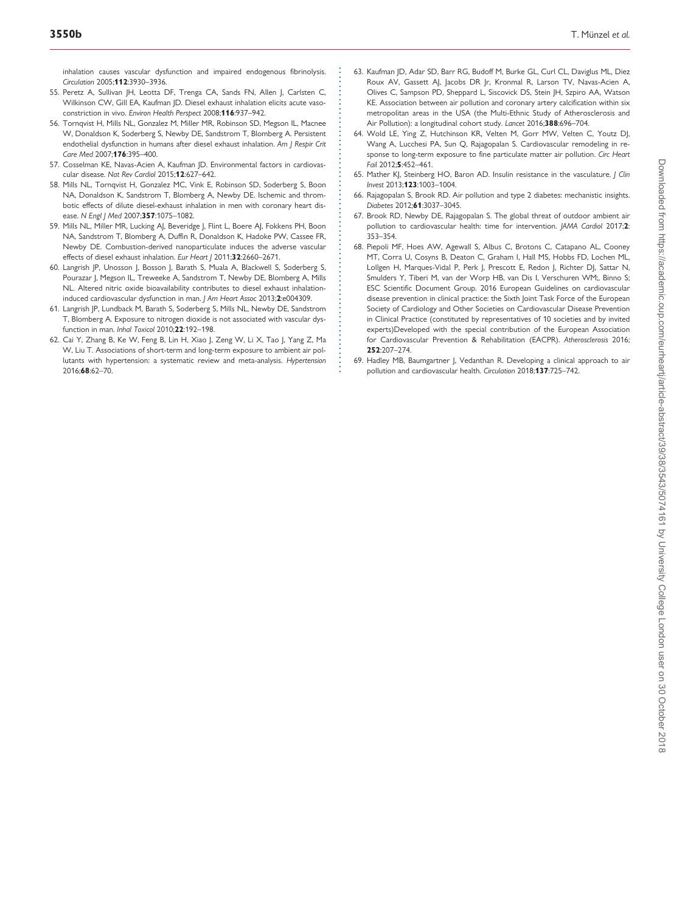inhalation causes vascular dysfunction and impaired endogenous fibrinolysis. *Circulation* 2005;**112**:3930–3936.

55. Peretz A, Sullivan JH, Leotta DF, Trenga CA, Sands FN, Allen J, Carlsten C, Wilkinson CW, Gill EA, Kaufman JD. Diesel exhaust inhalation elicits acute vasoconstriction in vivo. *Environ Health Perspect* 2008;**116**:937–942.
56. Tornqvist H, Mills NL, Gonzalez M, Miller MR, Robinson SD, Megson IL, Macnee W, Donaldson K, Soderberg S, Newby DE, Sandstrom T, Blomberg A. Persistent endothelial dysfunction in humans after diesel exhaust inhalation. *Am J Respir Crit Care Med* 2007;**176**:395–400.
57. Cosselman KE, Navas-Acien A, Kaufman JD. Environmental factors in cardiovascular disease. *Nat Rev Cardiol* 2015;**12**:627–642.
58. Mills NL, Tornqvist H, Gonzalez MC, Vink E, Robinson SD, Soderberg S, Boon NA, Donaldson K, Sandstrom T, Blomberg A, Newby DE. Ischemic and thrombotic effects of dilute diesel-exhaust inhalation in men with coronary heart disease. *N Engl J Med* 2007;**357**:1075–1082.
59. Mills NL, Miller MR, Lucking AJ, Beveridge J, Flint L, Boere AJ, Fokkens PH, Boon NA, Sandstrom T, Blomberg A, Duffin R, Donaldson K, Hadoke PW, Cassee FR, Newby DE. Combustion-derived nanoparticulate induces the adverse vascular effects of diesel exhaust inhalation. *Eur Heart J* 2011;**32**:2660–2671.
60. Langrish JP, Unosson J, Bosson J, Barath S, Muala A, Blackwell S, Soderberg S, Pourazar J, Megson IL, Treweeke A, Sandstrom T, Newby DE, Blomberg A, Mills NL. Altered nitric oxide bioavailability contributes to diesel exhaust inhalation-induced cardiovascular dysfunction in man. *J Am Heart Assoc* 2013;**2**:e004309.
61. Langrish JP, Lundback M, Barath S, Soderberg S, Mills NL, Newby DE, Sandstrom T, Blomberg A. Exposure to nitrogen dioxide is not associated with vascular dysfunction in man. *Inhal Toxicol* 2010;**22**:192–198.
62. Cai Y, Zhang B, Ke W, Feng B, Lin H, Xiao J, Zeng W, Li X, Tao J, Yang Z, Ma W, Liu T. Associations of short-term and long-term exposure to ambient air pollutants with hypertension: a systematic review and meta-analysis. *Hypertension* 2016;**68**:62–70.
63. Kaufman JD, Adar SD, Barr RG, Budoff M, Burke GL, Curl CL, Daviglus ML, Diez Roux AV, Gassett AJ, Jacobs DR Jr, Kronmal R, Larson TV, Navas-Acien A, Olives C, Sampson PD, Sheppard L, Siscovick DS, Stein JH, Szpiro AA, Watson KE. Association between air pollution and coronary artery calcification within six metropolitan areas in the USA (the Multi-Ethnic Study of Atherosclerosis and Air Pollution): a longitudinal cohort study. *Lancet* 2016;**388**:696–704.
64. Wold LE, Ying Z, Hutchinson KR, Velten M, Gorr MW, Velten C, Youtz DJ, Wang A, Lucchesi PA, Sun Q, Rajagopalan S. Cardiovascular remodeling in response to long-term exposure to fine particulate matter air pollution. *Circ Heart Fail* 2012;**5**:452–461.
65. Mather KJ, Steinberg HO, Baron AD. Insulin resistance in the vasculature. *J Clin Invest* 2013;**123**:1003–1004.
66. Rajagopalan S, Brook RD. Air pollution and type 2 diabetes: mechanistic insights. *Diabetes* 2012;**61**:3037–3045.
67. Brook RD, Newby DE, Rajagopalan S. The global threat of outdoor ambient air pollution to cardiovascular health: time for intervention. *JAMA Cardiol* 2017;**2**:353–354.
68. Piepoli MF, Hoes AW, Agewall S, Albus C, Brotons C, Catapano AL, Cooney MT, Corra U, Cosyns B, Deaton C, Graham I, Hall MS, Hobbs FD, Lochen ML, Lollgen H, Marques-Vidal P, Perk J, Prescott E, Redon J, Richter DJ, Sattar N, Smulders Y, Tiberi M, van der Worp HB, van Dis I, Verschuren WM;, Binno S; ESC Scientific Document Group. 2016 European Guidelines on cardiovascular disease prevention in clinical practice: the Sixth Joint Task Force of the European Society of Cardiology and Other Societies on Cardiovascular Disease Prevention in Clinical Practice (constituted by representatives of 10 societies and by invited experts)Developed with the special contribution of the European Association for Cardiovascular Prevention & Rehabilitation (EACPR). *Atherosclerosis* 2016;**252**:207–274.
69. Hadley MB, Baumgartner J, Vedanthan R. Developing a clinical approach to air pollution and cardiovascular health. *Circulation* 2018;**137**:725–742.